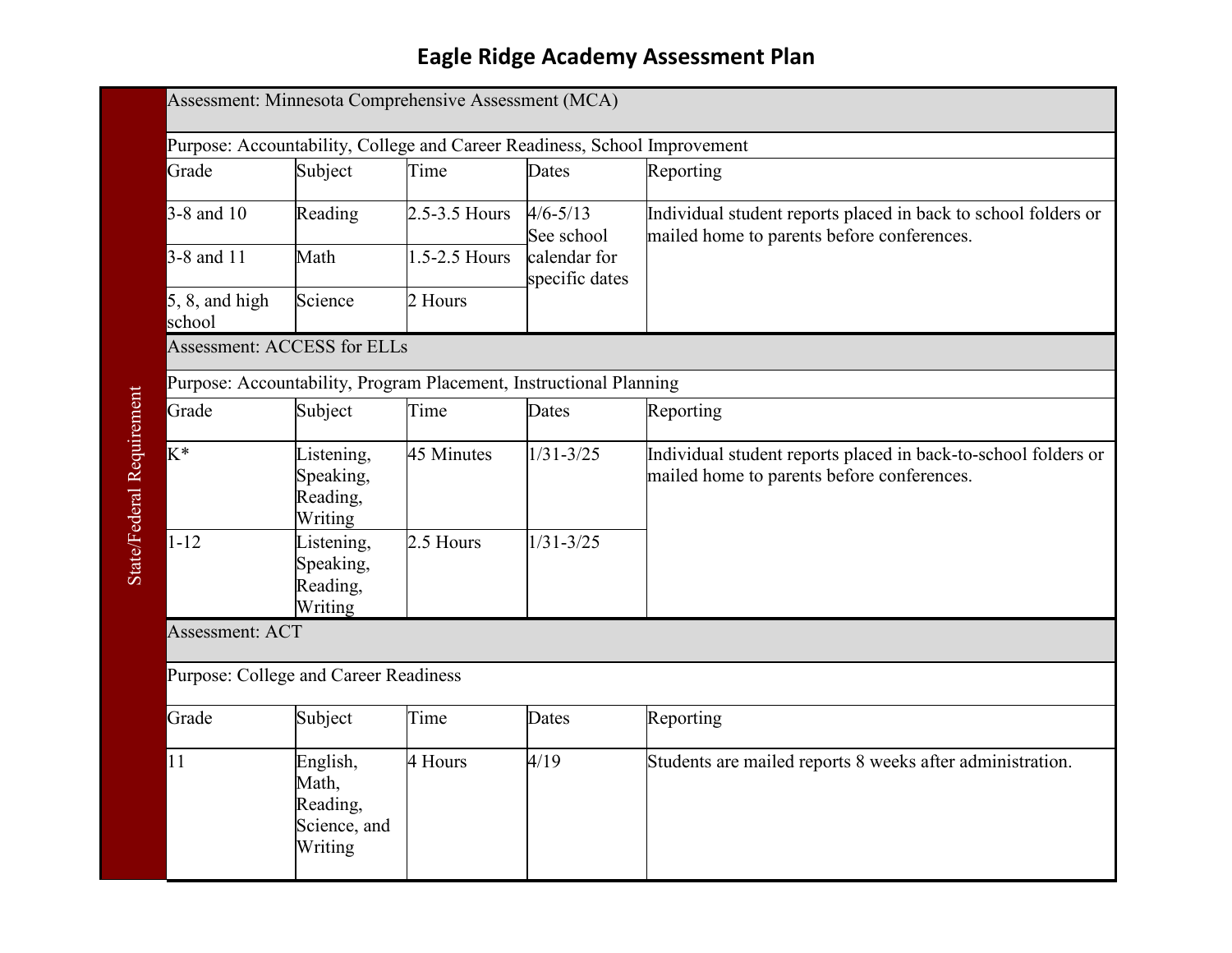# Eagle Ridge Academy Assessment Plan

State/Federal Requirement

| | | | | |
|---|---|---|---|---|
| Assessment: Minnesota Comprehensive Assessment (MCA) | | | | |
| Purpose: Accountability, College and Career Readiness, School Improvement | | | | |
| Grade | Subject | Time | Dates | Reporting |
| 3-8 and 10 | Reading | 2.5-3.5 Hours | 4/6-5/13 See school calendar for specific dates | Individual student reports placed in back to school folders or mailed home to parents before conferences. |
| 3-8 and 11 | Math | 1.5-2.5 Hours | | |
| 5, 8, and high school | Science | 2 Hours | | |
| Assessment: ACCESS for ELLs | | | | |
| Purpose: Accountability, Program Placement, Instructional Planning | | | | |
| Grade | Subject | Time | Dates | Reporting |
| K* | Listening, Speaking, Reading, Writing | 45 Minutes | 1/31-3/25 | Individual student reports placed in back-to-school folders or mailed home to parents before conferences. |
| 1-12 | Listening, Speaking, Reading, Writing | 2.5 Hours | 1/31-3/25 | |
| Assessment: ACT | | | | |
| Purpose: College and Career Readiness | | | | |
| Grade | Subject | Time | Dates | Reporting |
| 11 | English, Math, Reading, Science, and Writing | 4 Hours | 4/19 | Students are mailed reports 8 weeks after administration. |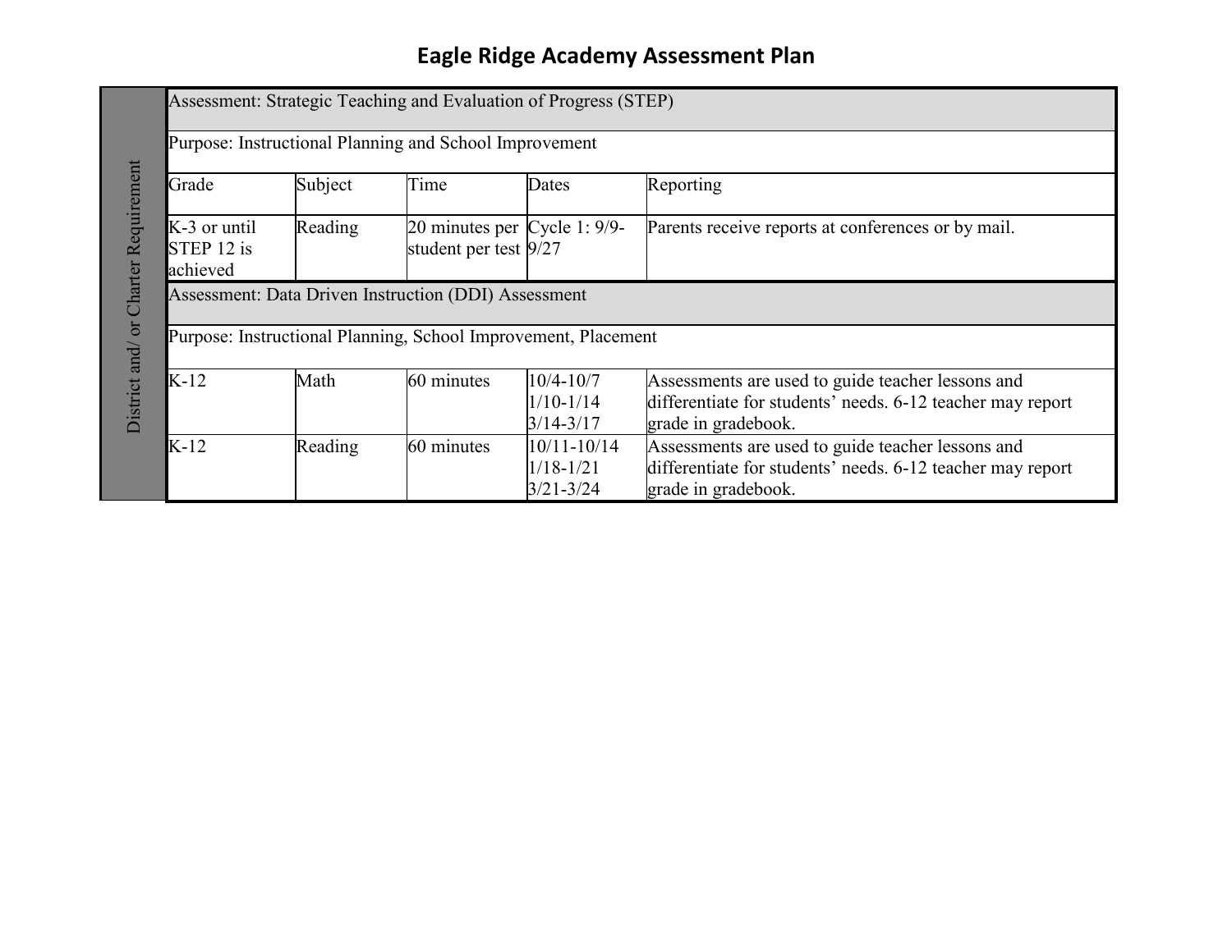# Eagle Ridge Academy Assessment Plan

**District and/ or Charter Requirement**

| Assessment: Strategic Teaching and Evaluation of Progress (STEP) | | | | |
|---|---|---|---|---|
| Purpose: Instructional Planning and School Improvement | | | | |
| Grade | Subject | Time | Dates | Reporting |
| K-3 or until STEP 12 is achieved | Reading | 20 minutes per student per test | Cycle 1: 9/9-9/27 | Parents receive reports at conferences or by mail. |
| **Assessment: Data Driven Instruction (DDI) Assessment** | | | | |
| Purpose: Instructional Planning, School Improvement, Placement | | | | |
| K-12 | Math | 60 minutes | 10/4-10/7<br>1/10-1/14<br>3/14-3/17 | Assessments are used to guide teacher lessons and differentiate for students' needs. 6-12 teacher may report grade in gradebook. |
| K-12 | Reading | 60 minutes | 10/11-10/14<br>1/18-1/21<br>3/21-3/24 | Assessments are used to guide teacher lessons and differentiate for students' needs. 6-12 teacher may report grade in gradebook. |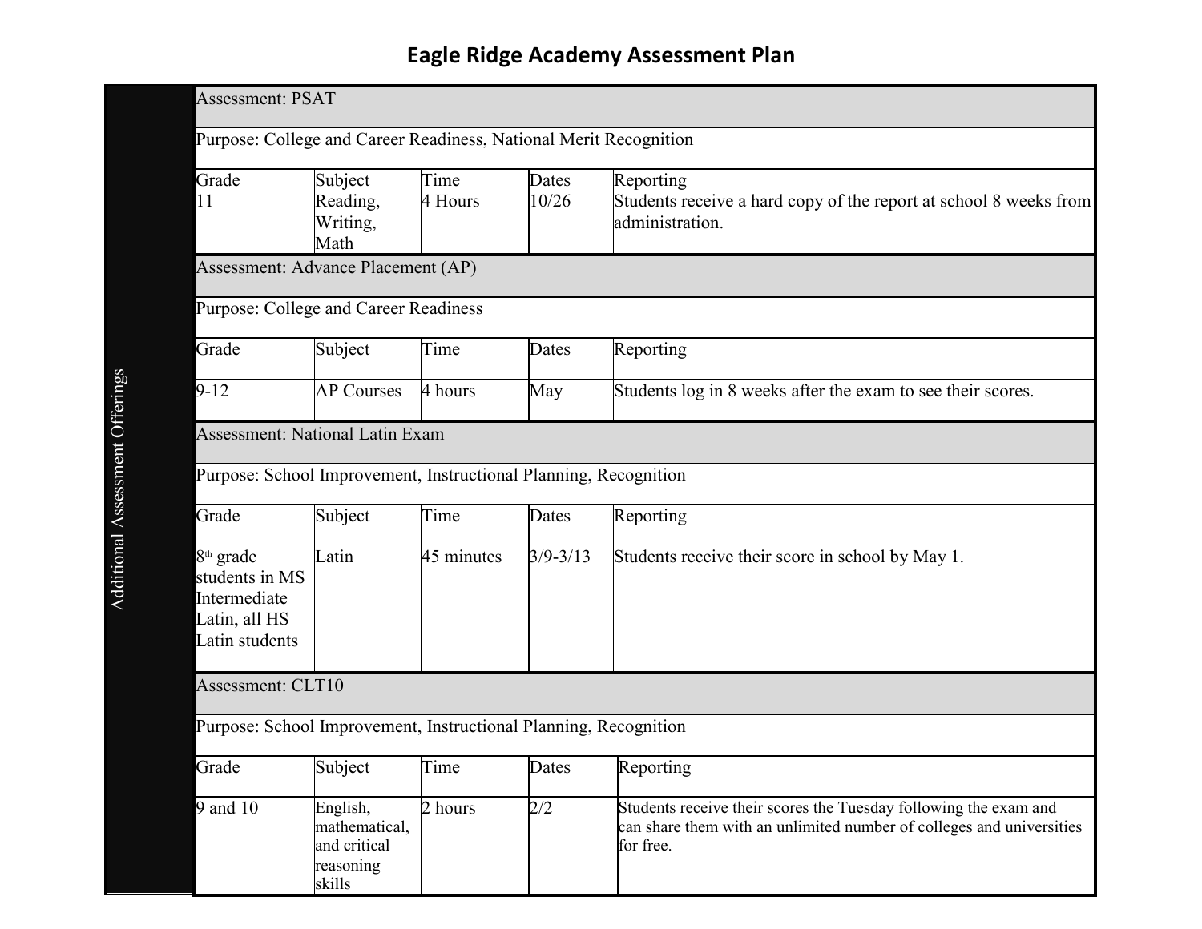## Eagle Ridge Academy Assessment Plan

**Additional Assessment Offerings**

| Assessment: PSAT | | | | |
|---|---|---|---|---|
| Purpose: College and Career Readiness, National Merit Recognition | | | | |
| Grade | Subject | Time | Dates | Reporting |
| 11 | Reading, Writing, Math | 4 Hours | 10/26 | Students receive a hard copy of the report at school 8 weeks from administration. |

| Assessment: Advance Placement (AP) | | | | |
|---|---|---|---|---|
| Purpose: College and Career Readiness | | | | |
| Grade | Subject | Time | Dates | Reporting |
| 9-12 | AP Courses | 4 hours | May | Students log in 8 weeks after the exam to see their scores. |

| Assessment: National Latin Exam | | | | |
|---|---|---|---|---|
| Purpose: School Improvement, Instructional Planning, Recognition | | | | |
| Grade | Subject | Time | Dates | Reporting |
| 8th grade students in MS Intermediate Latin, all HS Latin students | Latin | 45 minutes | 3/9-3/13 | Students receive their score in school by May 1. |

| Assessment: CLT10 | | | | |
|---|---|---|---|---|
| Purpose: School Improvement, Instructional Planning, Recognition | | | | |
| Grade | Subject | Time | Dates | Reporting |
| 9 and 10 | English, mathematical, and critical reasoning skills | 2 hours | 2/2 | Students receive their scores the Tuesday following the exam and can share them with an unlimited number of colleges and universities for free. |